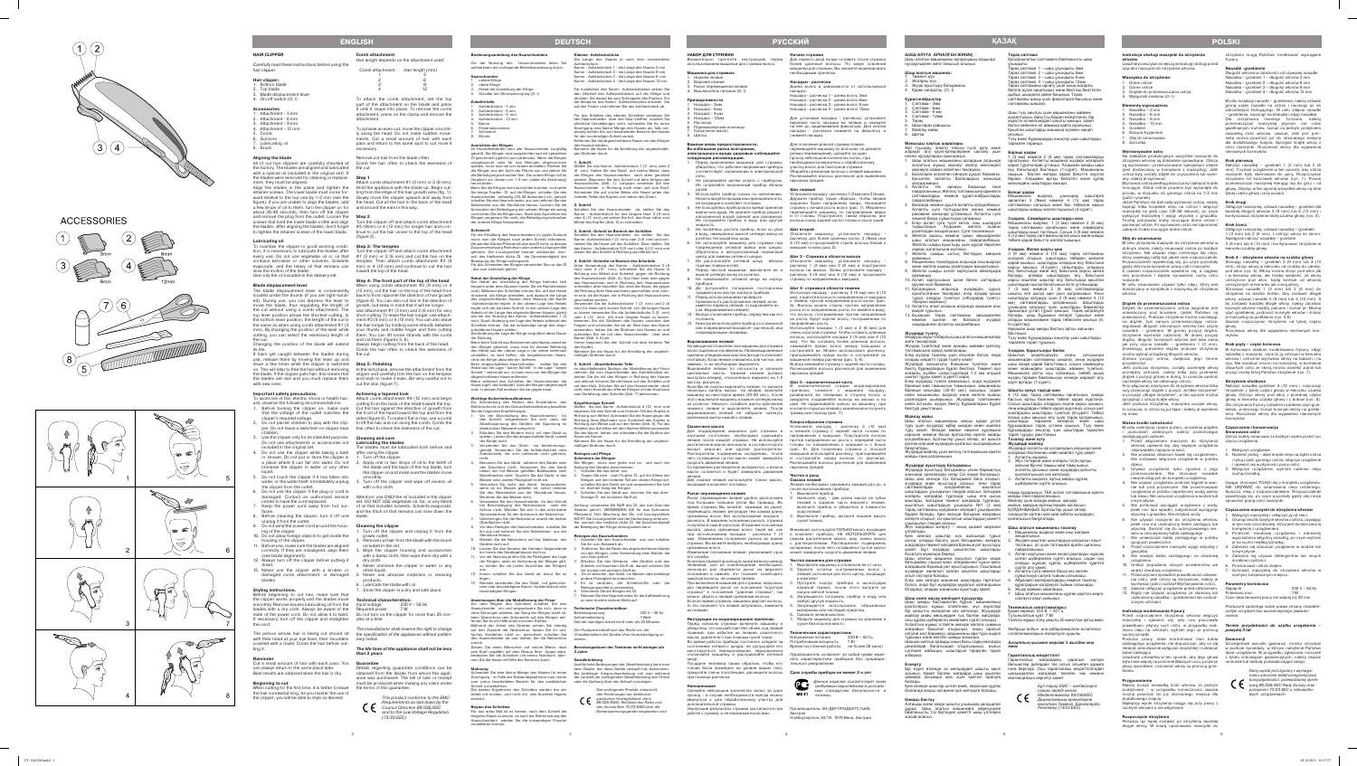ACCESSORIES

8mm 12mm

## ENGLISH

### HAIR CLIPPER

*Carefully read these instructions before using the hair clipper.*

**Hair clipper:**
1. Bottom blade
2. Top blade
3. Blade displacement lever
4. On/off switch (0, I)

**Accessories**
5. Attachment - 3 mm
6. Attachment - 6 mm
7. Attachment - 9 mm
8. Attachment - 12 mm
9. Comb
10. Scissors
11. Lubricating oil
12. Brush

### Aligning the blades

All of our hair clippers are carefully checked at the factory. The blades are aligned and lubricated with a special oil (included in the original set). If the blades were removed for cleaning or replacement, they must be aligned.

Align the blades in the plane and tighten the retainer screws. The lower blade must come forward relative to the top one by 1-2 mm (see the figure). If you are unable to align the blades, add a few drops of oil to them, turn the clipper on for about 30-40 seconds, then turn off the clipper and remove the plug from the outlet. Loosen the screws that hold the lower blade a little and align the blades with the top blade, then tighten the retainer screws of the lower blade.

(figure 2)

### Lubricating oil

To lubricate the clipper is good working condition, it is necessary to lubricate the blades after every use. Do not use vegetable oil or oil that contains kerosene or other solvents. Solvents evaporate, and the heavy oil that remains can slow the motion of the blade.

Use only the oil included in the delivery set.

### Blade displacement lever

The blade displacement lever is conveniently located under the thumb (if you are right handed). During use, you can displace the lever to move the blade, thus regulating the length of the cut without using a comb attachment. The top lever position corresponds to the shortest cut, the bottom lever position, the length of the cut is the same as when using comb attachment #1 (3 mm). By changing the position of the lever while cutting, you can create a unique haircut.

Changing the position of the blade will extend its life.

If hairs get caught between the blades during use, release them by moving the lever up and down a few times with the clipper is switched on. This will help to free the hair without removing the blade. If the clipper pull hair, this means that the blades are dull and you must replace them with new ones.

### Important safety precautions.

To avoid fire, electric shock or health hazard, observe the following recommendations:

1. Before turning the clipper on, make sure that the voltage of the outlet matches the clipper's required voltage.
2. Do not permit children to play with the clipper. Do not leave the clipper unattended near children.
3. Use the clipper only for its intended purpose. Do not use attachments or accessories not included in the original set.
4. Do not use the clipper while taking a bath or shower. Do not put or store the clipper in a place where it can fall into water. Do not immerse the clipper in water or any other liquid.
5. Do not touch the clipper if it has fallen into water, or the water itself; immediately unplug the clipper from the outlet.
6. Do not use the clipper if the plug or cord is damaged. Contact an authorized service center to have the cord replaced.
7. Keep the power cord away from hot surfaces.
8. Before cleaning the clipper, turn it off and unplug it from the outlet.
9. Do not let the power cord near the housing of the clipper.
10. Do not put foreign objects to get inside the housing of the clipper.
11. Before use, make sure the blades are aligned correctly. If they are misaligned, align them (see Aligning the blades).
12. Always turn off the clipper before putting it down.
13. Never use the clipper with a broken or damaged comb attachment, or damaged blades.

### Styling instructions.

Before beginning to cut hair, make sure that the clipper works properly and the blades move smoothly. Remove excess lubricating oil from the blade with a dry cloth. Always be aware of the state of the power cord. Do not allow it to twist. If necessary, turn off the clipper and straighten the cord.

The person whose hair is being cut should sit with their head at eye level, their shoulders covered with a towel. Comb the hair before cutting it.

### Also hair

Cut a small amount of hair with each pass. You can always return to the same place later.

Best results are obtained when the hair is dry.

### Beginning to cut

When cutting for the first time, it is better to leave the hair somewhat long. As you master the use of the clipper, you will be able to style as desired.

### Comb attachment

Hair length depends on the attachment used.

| Comb attachment | Hair length (mm) |
|---|---|
| 1 | 3 |
| 2 | 6 |
| 3 | 9 |
| 4 | 12 |

To attach the comb attachment, set the top part of the attachment on the blade and press it until it snaps into place. To remove the comb attachment, press on the clamp and remove the attachment.

To achieve an even cut, move the clipper smoothly along the head. Do not make sudden movements. Cut a small amount of hair with each pass and return to the same spot to cut more if necessary.

Remove cut hair from the blade often.

Comb the hair often to check the evenness of the cut.

**Step 1**

Attach comb attachment #1 (3 mm) or 2 (6 mm). Hold the clipper with the blade up. Begin cutting from the edge of the hair growth area (fig. 5). Slowly move the clipper upward and away from the head. Cut all the hair on the back of the head and around the ears in this way.

**Step 2**

Turn the clipper off and attach comb attachment #3 (9mm) or 4 (12 mm) for longer hair and continue to cut the hair closer to the top of the head (figure 6).

**Step 3: The temples**

Turn the clipper off and attach comb attachment #1 (3 mm) or 2 (6 mm) and cut the hair on the temples. Then attach comb attachment #3 (9 mm) or 4 (12 mm) and continue to cut the hair toward the top of the head.

**Step 4: The front part of the top of the head**

When using comb attachment #3 (9 mm), or 4 (12 mm), cut the hair on the top of the head from back to front opposite the direction of hair growth (figure 7). You can also cut hair in the direction of growth, but keep in mind that it will be longer.

Use attachment #1 (3 mm) and 2 (6 mm) for very short cutting. To leave the hair on the top longer, attachment #3 (9 mm) or 4 (12 mm). You can also leave the hair longer by holding some strands between your fingers and middle finger and then cutting them. You can lift some strands with the comb and cut them (figure 5, 8).

Always begin cutting from the back of the head. Comb the hair often to check the evenness of the cut.

**Step 5: Finishing**

In the last phase, remove the attachment from the clipper and carefully trim the hair on the temples and neck to make it even. Be very careful not to cut the skin (figure 7).

### Achieving a layered look

When using comb attachment #4 (12 mm) and longer. Cut the hair against the direction of growth from the front of the head toward the top and the back (see figure 8). To make it flat on top, use a comb to lift the hair and cut along the comb. Comb the hair often to check the evenness of the cut.

### Cleaning and care

**Lubricating the blades**

The blades must be lubricated both before and after using the clipper.

1. Turn off the clipper.
2. Apply one or two drops of oil to the teeth of the blade and the back of the top blade; turn the clipper on and make sure the blades move smoothly.
3. Turn off the clipper and wipe off excess oil with a dry cloth.

Attention: use ONLY the oil included in the clipper set. DO NOT USE vegetable oil, fat, or any blend of oil that includes solvents. Solvents evaporate and the thick oil that remains can slow down the blade.

**Cleaning the clipper**

1. Turn off the clipper and unplug it from the power outlet.
2. Remove cut hair from the blade with the brush included in the set.
3. Wipe the clipper housing and accessories with a damp cloth, then wipe them dry with a dry cloth.
4. Never immerse the clipper in water or any other liquid.
5. Never use abrasive cleansers or cleaning products.
6. Lubricate the blade with oil.
7. Store the clipper in a dry and safe place.

**Technical characteristics:**

Input voltage: 220 V ~ 50 Hz
Required power: 7 W

Do not turn on the clipper for more than 30 minutes at a time.

*The manufacturer shall reserve the right to change the specification of the appliances without preliminary notice.*

***The life time of the appliance shall not be less than 3 years.***

### Guarantee

Details regarding guarantee conditions can be obtained from the dealer from whom the appliance was purchased. The bill of sale or receipt must be produced when making any claim under the terms of this guarantee.

*This product conforms to the EMC-Requirements as laid down by the Council Directive 89/336/EEC and to the Low Voltage Regulation (73/23 EEC).*

## DEUTSCH

### Bedienungsanleitung des Haarschneiders

Vor der Nutzung des Haarschneiders lesen Sie aufmerksam die vorliegende Bedienungsanleitung durch.

**Haarschneider**
1. untere Klinge
2. obere Klinge
3. Hebel der Einstellung der Klinge
4. Schalter der Stromversorgung (0, I)

**Zubehörteile**
5. Aufsteckkamm - 3 mm
6. Aufsteckkamm - 6 mm
7. Aufsteckkamm - 9 mm
8. Aufsteckkamm - 12 mm
9. Kamm
10. Friseurschere
11. Schmieröl
12. Bürste

### Ausrichten der Klingen

Im Herstellerwerk wird alle Haarschneider sorgfältig geprüft. Die Klingen sind ausgerichtet und mit speziellem Öl geschmiert (geliefert wird es beiliegend). Wenn die Klingen zwecks Reinigung oder Ersatz abgenommen werden, muss man sie neu ausrichten. Richten Sie die Klingen aus und ziehen Sie die Fixierschrauben an. Die untere Klinge muss nach vorne in Bezug auf die obere Klinge um 1-2 mm herausragen (siehe Abb. 2). Wenn Sie die Klingen nicht ausrichten können, schmieren Sie sie mit einigen Tropfen Öl, schalten Sie das Gerät für 30-40 Sekunden ein, schalten Sie es dann aus und ziehen Sie den Netzstecker aus der Steckdose. Lockern Sie die Schrauben, mit denen die untere Klinge befestigt ist, richten Sie die Klingen aus und ziehen Sie die Fixierschrauben der unteren Klinge fest.

### Schmieröl

Für die Erhaltung des Haarschneiders in gutem Zustand muss man die Klingen nach jedem Schnitt schmieren. Verwenden Sie kein Pflanzenöl oder Öl mit Kerosin oder anderen Lösungsmitteln. Lösungsmittel verdunsten, und dickes Öl, das zurückbleibt, kann die Bewegung der Klingen verlangsamen.

Verwenden Sie nur das Öl, das im Lieferumfang enthalten ist.

### Hebel der Einstellung der Klinge

Der Hebel der Einstellung der Klinge befindet sich bequem unter dem Daumen (wenn Sie Rechtshänder sind). Während der Nutzung können Sie den Hebel verstellen, um die Klinge zu bewegen und damit die Schnittlänge ohne Aufsteckkamm zu regulieren. Die obere Position des Hebels entspricht dem kürzesten Schnitt, in der unteren Position entspricht die Schnittlänge dem Aufsteckkamm Nr. 1 (3 mm). Indem Sie die Position des Hebels während des Schneidens verändern, können Sie einen einzigartigen Haarschnitt schaffen.

Die Änderung der Position der Klinge verlängert ihre Lebensdauer.

Wenn sich Haare zwischen den Klingen verfangen, bewegen Sie den Hebel bei eingeschaltetem Gerät einige Male nach oben und unten. Dies hilft, die Haare zu befreien, ohne die Klinge abzunehmen. Wenn das Gerät die Haare zieht, bedeutet dies, dass die Klingen stumpf sind und durch neue ersetzt werden müssen.

### Wichtige Sicherheitsmaßnahmen

Zur Vermeidung von Feuer, elektrischem Schlag oder Gesundheitsschäden beachten Sie die folgenden Empfehlungen:

1. Vor dem Einschalten des Haarschneiders überzeugen Sie sich, dass die Spannung der Steckdose der Betriebsspannung des Gerätes entspricht.
2. Erlauben Sie den Kindern nicht, mit dem Gerät zu spielen. Lassen Sie das eingeschaltete Gerät nicht ohne Aufsicht.
3. Verwenden Sie das Gerät nur bestimmungsgemäß. Verwenden Sie keine Aufsätze oder Zubehörteile, die nicht im Lieferumfang enthalten sind.
4. Benutzen Sie das Gerät nicht während des Badens oder Duschens. Stellen oder bewahren Sie das Gerät nicht an einem Ort auf, wo es ins Wasser fallen kann. Tauchen Sie das Gerät nicht in Wasser oder andere Flüssigkeiten.
5. Berühren Sie das Gerät nicht, wenn es ins Wasser gefallen ist; ziehen Sie sofort den Netzstecker aus der Steckdose.
6. Verwenden Sie das Gerät nicht, wenn der Netzstecker oder das Netzkabel beschädigt ist. Wenden Sie sich an eine autorisierte Kundendienststelle.
7. Halten Sie das Netzkabel fern von heißen Oberflächen.
8. Vor dem Reinigen des Haarschneiders schalten Sie ihn aus und ziehen Sie den Netzstecker aus der Steckdose.
9. Wickeln Sie das Netzkabel nicht um das Gehäuse des Gerätes.
10. Lassen Sie keine Fremdkörper in das Gehäuse des Gerätes gelangen.
11. Vor der Nutzung überzeugen Sie sich, dass die Klingen richtig ausgerichtet sind (siehe Ausrichten der Klingen).
12. Schalten Sie das Gerät immer aus, bevor Sie es ablegen.
13. Verwenden Sie das Gerät nie mit einem beschädigten Aufsteckkamm oder beschädigten Klingen.

### Anweisungen über die Modellierung der Frisur

Vor dem Beginn des Schnittes überzeugen Sie sich, dass der Haarschneider richtig funktioniert und die Klingen sich gleichmäßig bewegen. Entfernen Sie überschüssiges Öl von den Klingen mit einem trockenen Tuch. Achten Sie immer auf den Zustand des Netzkabels; lassen Sie es nicht verdrehen.

Die Person, die geschnitten wird, soll so sitzen, dass ihr Kopf sich auf Augenhöhe befindet; die Schultern sollen mit einem Handtuch bedeckt sein. Kämmen Sie die Haare vor dem Schneiden.

### Mähung

Schneiden Sie eine kleine Menge der Haare bei jedem Durchgang. Sie können immer an dieselbe Stelle zurückkehren.

Die besten Ergebnisse erzielen Sie bei trockenem Haar.

### Beginn des Schneidens

Beim ersten Schneiden ist es besser, die Haare etwas länger zu lassen. Mit der Zeit, wenn Sie die Nutzung des Gerätes beherrschen, können Sie die Frisur nach Wunsch modellieren.

### Kamm-Aufsätze

Die Länge der Haare hängt vom verwendeten Aufsatz ab.

Kamm - Aufsteckkamm 1 - die Länge der Haare 3 mm
Kamm - Aufsteckkamm 2 - die Länge der Haare 6 mm
Kamm - Aufsteckkamm 3 - die Länge der Haare 9 mm
Kamm - Aufsteckkamm 4 - die Länge der Haare 12 mm

Für das Aufsetzen des Aufsteckkamms setzen Sie den oberen Teil auf die Klinge und drücken, bis er einrastet. Zum Abnehmen drücken Sie auf die Klemme und nehmen Sie den Aufsatz ab.

Für einen gleichmäßigen Schnitt bewegen Sie den Haarschneider gleichmäßig über den Kopf. Machen Sie keine plötzlichen Bewegungen. Schneiden Sie bei jedem Durchgang eine kleine Menge der Haare.

Entfernen Sie die abgeschnittenen Haare oft von der Klinge.

Kämmen Sie die Haare oft, um die Gleichmäßigkeit des Schnittes zu prüfen.

**Schritt 1**

Setzen Sie den Aufsteckkamm Nr. 1 (3 mm) oder 2 (6 mm) auf. Halten Sie das Gerät mit der Klinge nach oben. Beginnen Sie vom Rand des Haarwuchses (Abb. 5). Bewegen Sie das Gerät langsam nach oben und vom Kopf weg. Schneiden Sie so alle Haare am Hinterkopf und um die Ohren.

**Schritt 2**

Schalten Sie den Haarschneider aus, setzen Sie den Aufsteckkamm Nr. 3 (9 mm) oder 4 (12 mm) für längere Haare auf und schneiden Sie die Haare näher zum Scheitel weiter (Abb. 6).

**Schritt 3: Schläfen**

Schalten Sie das Gerät aus, setzen Sie den Aufsteckkamm Nr. 1 (3 mm) oder 2 (6 mm) auf und schneiden Sie die Haare an den Schläfen. Dann setzen Sie den Aufsteckkamm Nr. 3 (9 mm) oder 4 (12 mm) auf und schneiden Sie die Haare weiter in Richtung Scheitel.

**Schritt 4: Vorderer Teil des Scheitels**

Bei Verwendung des Aufsteckkamms Nr. 3 (9 mm) oder 4 (12 mm) schneiden Sie die Haare am Scheitel von hinten nach vorne gegen die Wuchsrichtung (Abb. 7). Sie können die Haare auch in Wuchsrichtung schneiden, beachten Sie aber, dass sie länger bleiben.

Für einen sehr kurzen Schnitt verwenden Sie den Aufsteckkamm Nr. 1 (3 mm) und 2 (6 mm). Um die Haare am Scheitel länger zu lassen, verwenden Sie den Aufsteckkamm Nr. 3 (9 mm) oder 4 (12 mm). Sie können auch einige Strähnen zwischen den Fingern halten und sie abschneiden. Sie können Strähnen mit dem Kamm anheben und abschneiden (Abb. 5, 8).

Beginnen Sie den Schnitt immer vom Hinterkopf. Kämmen Sie die Haare oft, um die Gleichmäßigkeit zu prüfen.

**Schritt 5: Abschließende Arbeit**

In der letzten Phase nehmen Sie den Aufsatz ab und schneiden vorsichtig die Haare an den Schläfen und am Nacken. Seien Sie vorsichtig, die Haut nicht zu verletzen (Abb. 7).

### Stufenschnitt

Bei Verwendung des Aufsteckkamms Nr. 4 (12 mm) und länger schneiden Sie die Haare gegen die Wuchsrichtung von vorne zum Scheitel und nach hinten (Abb. 8). Um die Haare oben flach zu schneiden, heben Sie sie mit dem Kamm an und schneiden Sie entlang des Kamms.

### Reinigung und Pflege

**Schmieren der Klingen**

Die Klingen müssen vor und nach der Nutzung geschmiert werden.

1. Schalten Sie das Gerät aus.
2. Tragen Sie ein bis zwei Tropfen Öl auf die Zähne der Klinge und die Rückseite der oberen Klinge auf, schalten Sie das Gerät ein und überzeugen Sie sich, dass die Klingen sich gleichmäßig bewegen.
3. Schalten Sie das Gerät aus und entfernen Sie überschüssiges Öl mit einem trockenen Tuch.

Achtung: verwenden Sie NUR das Öl, das im Lieferumfang enthalten ist. VERWENDEN SIE KEIN Pflanzenöl, Fett oder Ölmischungen mit Lösungsmitteln. Lösungsmittel verdunsten, und dickes Öl kann die Bewegung der Klinge verlangsamen.

**Reinigen des Haarschneiders**

1. Schalten Sie das Gerät aus und ziehen Sie den Netzstecker aus der Steckdose.
2. Entfernen Sie die abgeschnittenen Haare von der Klinge mit der beiliegenden Bürste.
3. Wischen Sie das Gehäuse und die Zubehörteile mit einem feuchten Tuch ab, dann trocknen Sie sie mit einem trockenen Tuch ab.
4. Tauchen Sie das Gerät nie in Wasser oder andere Flüssigkeiten.
5. Verwenden Sie keine Scheuermittel oder Reinigungsmittel.
6. Schmieren Sie die Klinge mit Öl.
7. Bewahren Sie das Gerät an einem trockenen und sicheren Ort auf.

**Technische Charakteristiken:**

Betriebsspannung: 220 V ~ 50 Hz
Aufnahmeleistung: 7 W

Schalten Sie das Gerät nicht mehr als 30 Minuten ununterbrochen ein.

*Der Hersteller behält sich das Recht vor, die Charakteristiken der Geräte ohne Vorankündigung zu ändern.*

***Die Lebensdauer des Gerätes beträgt mindestens 3 Jahre.***

### Gewährleistung

Ausführliche Bedingungen der Gewährleistung kann man beim Dealer, von welchem das Gerät gekauft wurde, bekommen. Bei beliebiger Anspruchserhebung soll man während der Garantiefrist den Kassenbon oder die Quittung vorlegen.

*Das vorliegende Produkt entspricht den Forderungen der elektromagnetischen Verträglichkeit, die in 89/336/EWG-Richtlinie des Rates und den Vorschriften 73/23 EWG über die Niederspannungsgeräte vorgesehen sind.*

## РУССКИЙ

### МАШИНКА ДЛЯ СТРИЖКИ

Внимательно прочтите инструкцию перед использованием машинки для стрижки волос.

**Машинка для стрижки:**
1. Нижнее лезвие
2. Верхнее лезвие
3. Рычаг перемещения лезвия
4. Выключатель питания (0, I)

**Принадлежности**
5. Насадка - 3мм
6. Насадка - 6мм
7. Насадка - 9мм
8. Насадка - 12мм
9. Расческа
10. Парикмахерские ножницы
11. Смазочное масло
12. Щетка

### Важные меры предосторожности. Во избежание риска возгорания, электрошока и вреда здоровью соблюдайте следующие рекомендации:

1. Перед включением машинки для стрижки, убедитесь, что рабочее напряжение прибора соответствует напряжению в электрической сети.
2. Не разрешайте детям играть с прибором. Не оставляйте включенный прибор без присмотра.
3. Используйте прибор только по назначению. Не используйте насадки или принадлежности, не входящие в комплект поставки.
4. Не пользуйтесь прибором во время принятия ванны или душа. Не кладите и не храните машинку в местах, где она может упасть в воду. Не погружайте прибор в воду или другие жидкости.
5. Не касайтесь прибора, если он упал в воду; немедленно выньте вилку из розетки.
6. Не используйте машинку, если повреждены сетевой шнур или вилка. Для замены шнура обратитесь в авторизованный сервисный центр.
7. Не располагайте сетевой шнур вблизи горячих поверхностей.
8. Перед чисткой машинки выключите ее и выньте сетевую вилку из розетки.
9. Не наматывайте сетевой шнур на корпус прибора.
10. Не допускайте попадания посторонних предметов внутрь корпуса прибора.
11. Перед использованием проверьте правильность установки лезвий (см. раздел «Выравнивание лезвий»).
12. Всегда выключайте прибор, прежде чем положить его.
13. Никогда не используйте прибор со сломанной или поврежденной насадкой, расческой или поврежденными лезвиями.

### Выравнивание лезвий

На заводе-изготовителе все машинки для стрижки волос тщательно проверяются. Лезвия выровнены и смазаны специальным маслом (входит в комплект поставки). Если лезвия снимались для чистки или замены, их необходимо выровнять.

Выровняйте лезвия и затяните фиксирующие винты. Нижнее лезвие должно выступать вперед относительно верхнего на 1-2 мм (см. рисунок). Если вы не смогли выровнять лезвия, то нанесите на них несколько капель масла, включите машинку на 30-40 секунд, затем выключите ее и выньте вилку из розетки. Ослабьте винты, удерживающие нижнее лезвие, выровняйте лезвия и затяните фиксирующие винты нижнего лезвия.

### Смазочное масло

Для поддержания машинки в хорошем рабочем состоянии необходимо смазывать лезвия после каждой стрижки. Не используйте растительное масло или масло, содержащее керосин или другие растворители. Растворители испаряются, а остающееся густое масло может замедлить движение лезвия.

Используйте только масло, входящее в комплект поставки.

### Рычаг перемещения лезвия

Рычаг перемещения лезвия удобно расположен под большим пальцем (если вы правша). Во время стрижки вы можете перемещать рычаг, тем самым регулируя длину стрижки без использования насадки. Верхнее положение рычага соответствует самой короткой стрижке, в нижнем положении длина стрижки такая же, как при использовании насадки №1 (3 мм). Изменяя положение рычага во время стрижки, вы можете создать уникальную стрижку.

Изменение положения лезвия продлит срок его службы.

Если волосы застряли между лезвиями, освободите их, перемещая рычаг вверх и вниз несколько раз при включенной машинке. Если машинка тянет волосы, это означает, что лезвия затупились и их нужно заменить новыми.

### Инструкции по моделированию прически

Перед началом стрижки убедитесь, что машинка работает исправно и лезвия двигаются плавно. Удалите излишки смазочного масла с лезвия сухой тканью. Всегда следите за состоянием сетевого шнура, не допускайте его перекручивания. При необходимости выключите машинку и распрямите шнур.

Человек, которого стригут, должен сидеть так, чтобы его голова находилась на уровне ваших глаз, плечи накрыты полотенцем. Расчешите волосы перед стрижкой.

### Начинайте

За один проход срезайте небольшое количество волос. Вы всегда можете вернуться к этому месту позже.

Наилучшие результаты достигаются при стрижке сухих волос.

### Начало стрижки

При первой стрижке лучше оставить волосы несколько длиннее. По мере освоения машинки вы сможете создавать прическу по своему желанию.

### Насадки - расчески

Длина волос зависит от используемой насадки.

Насадка - расческа 1 - длина волос 3мм
Насадка - расческа 2 - длина волос 6мм
Насадка - расческа 3 - длина волос 9мм
Насадка - расческа 4 - длина волос 12мм

Для установки насадки-расчески установите верхнюю часть насадки на лезвие и нажмите до щелчка. Для снятия насадки нажмите на фиксатор и снимите насадку.

Для равномерной стрижки плавно перемещайте машинку по голове. Не делайте резких движений. Срезайте небольшое количество волос за один проход.

Часто удаляйте срезанные волосы с лезвия. Часто расчесывайте волосы, чтобы проверить равномерность стрижки.

**Шаг первый**

Установите насадку №1 (3 мм) или 2 (6 мм). Держите прибор лезвием вверх. Начинайте стрижку от края роста волос (рис. 5). Медленно перемещайте машинку вверх и от головы. Так подстригите все волосы на затылке и вокруг ушей.

**Шаг второй**

Выключите машинку, установите насадку №3 (9 мм) или 4 (12 мм) для более длинных волос и продолжайте стричь волосы ближе к макушке (рис. 6).

**Шаг третий - Виски**

Выключите машинку, установите насадку №1 (3 мм) или 2 (6 мм) и подстригите волосы на висках. Затем установите насадку №3 (9 мм) или 4 (12 мм) и продолжайте стричь волосы по направлению к макушке.

**Шаг четвертый - Передняя часть макушки**

Используя насадку №3 (9 мм) или 4 (12 мм), стригите волосы на макушке сзади наперед против направления роста волос (рис. 7). Вы можете стричь волосы и по направлению роста, но учтите, что они будут длиннее.

Для очень короткой стрижки используйте насадки №1 (3 мм) и 2 (6 мм). Чтобы оставить волосы на макушке длиннее, используйте насадку №3 (9 мм) или 4 (12 мм). Вы также можете зажать пряди между пальцами и срезать их. Можно приподнимать пряди расческой и срезать их (рис. 5, 8).

Всегда начинайте стрижку с затылка. Часто расчесывайте волосы для проверки равномерности стрижки.

**Шаг пятый - Завершение**

На последнем этапе снимите насадку и аккуратно подровняйте волосы на висках и шее. Будьте очень осторожны, чтобы не порезать кожу (рис. 7).

### Многоуровневая стрижка

При использовании насадки №4 (12 мм) и более длинных стригите волосы против направления роста от передней части головы к макушке и затылку (рис. 8). Для получения ровной поверхности сверху поднимайте волосы расческой и срезайте их вдоль расчески.

### Чистка и уход

**Смазка лезвий**

Лезвия необходимо смазывать до и после использования машинки.

1. Выключите машинку.
2. Нанесите одну - две капли масла на зубцы лезвия и заднюю часть верхнего лезвия; включите прибор и убедитесь в плавности хода лезвий.
3. Выключите прибор, вытрите излишки масла сухой тканью.

Внимание: используйте ТОЛЬКО масло, входящее в комплект прибора. НЕ ИСПОЛЬЗУЙТЕ растительное масло, жир или смеси масел, содержащие растворители. Растворители испаряются, а густое масло может замедлить движение лезвия.

**Чистка машинки для стрижки**

1. Выключите машинку и выньте вилку из розетки.
2. Удалите срезанные волосы с лезвия щеткой, входящей в комплект.
3. Протрите корпус машинки и аксессуары влажной тканью, затем вытрите их насухо.
4. Никогда не погружайте прибор в воду или другую жидкость.
5. Не используйте абразивные чистящие средства.
6. Смажьте лезвие маслом.
7. Храните машинку в сухом и безопасном месте.

**Технические характеристики:**

Напряжение питания: 220 В ~ 50 Гц
Потребляемая мощность: 7 Вт

Время постоянной работы не более 30 минут.

*Производитель оставляет за собой право изменять характеристики приборов без предварительного уведомления.*

***Срок службы прибора не менее 3-х лет***

*Данное изделие соответствует всем требуемым европейским и российским стандартам безопасности и гигиены.*

Производитель: АН-ДИР ПРОДАКТС ГмбХ, Австрия
Нойбаугюртель 38/7а, 1070 Вена, Австрия

## ҚАЗАҚ

### ШАШ АЛУҒА АРНАЛҒАН ЖИНАҚ

Шаш алатын машинканы қолданардың алдында нұсқауларын мұқият оқып шығыңыз.

**Шаш алатын машинка:**
1. Төменгі жүз
2. Жоғарғы жүз
3. Жүзді ауыстыру бұрандасы
4. Қорек көздері (0, I)

**Құрылғылары**
5. Саптама - 3мм
6. Саптама - 6мм
7. Саптама - 9мм
8. Саптама - 12мм
9. Тарақ
10. Шаштараз қайшысы
11. Майлау майы
12. Щетка

### Маңызды сақтандырулар

Өрт тұтануды, электр тогының соғу қаупін және адамның денсаулығына зиян келтіруді болдырмау үшін, келесі нұсқауларды орындаңыз:

1. Шаш алатын машинканы қосудың алдында аспаптың жұмыс кернеуі электр желісіндегі кернеуге сәйкес келетініне көз жеткізіңіз.
2. Балаларға аспаппен ойнауға рұқсат бермеңіз. Қосылған аспапты бақылаусыз қалдырмаңыз.
3. Аспапты тек мақсаты бойынша пайдаланыңыз. Жеткізу жинағына кірмейтін саптамаларды немесе құрылғыларды қолданбаңыз.
4. Аспапты ваннаға немесе душқа түсу кезінде пайдаланбаңыз. Машинканы суға құлауы мүмкін жерде қоймаңыз. Аспапты суға немесе басқа сұйықтыққа батырмаңыз.
5. Егер аспап суға түсіп кетсе, оны ұстамаңыз; дереу айыр-ашаны розеткадан суырыңыз.
6. Желілік шнур немесе айыр бүлінген болса, машинканы пайдаланбаңыз. Шнурды ауыстыру үшін авторландырылған сервистік орталыққа хабарласыңыз.
7. Желілік шнурды ыстық беттердің жанына орналастырмаңыз.
8. Машинканы тазалаудың алдында оны өшіріңіз және айыр-ашаны розеткадан суырыңыз.
9. Желілік шнурды аспаптың корпусына орамаңыз.
10. Аспаптың корпусына бөгде заттардың түсуіне жол бермеңіз.
11. Пайдаланудың алдында жүздердің дұрыс орнатылғанын тексеріңіз.
12. Аспапты қоярдың алдында әрқашан өшіріңіз.
13. Сынған немесе бүлінген саптамамен немесе бүлінген жүздермен аспапты ешқашан пайдаланбаңыз.

### Жүздерді түзету

Зауыт-дайындаушыда барлық шаш алатын машинкалар мұқият тексеріледі. Жүздер түзетілген және арнайы маймен (жинаққа кіреді) майланған. Егер жүздер тазалау немесе ауыстыру үшін шешілсе, оларды қайта түзету қажет.

Жүздерді түзетіп, бекіткіш бұрандаларды тартыңыз. Төменгі жүз жоғарғыға қатысты 1-2 мм алға шығып тұруы тиіс (суретті қараңыз). Егер жүздерді түзете алмасаңыз, оларға бірнеше тамшы май тамызып, машинканы 30-40 секундқа қосыңыз, содан кейін оны өшіріп, айыр-ашаны розеткадан суырыңыз. Төменгі жүзді ұстап тұрған бұрандаларды босатып, жүздерді түзетіңіз және төменгі жүздің бекіткіш бұрандаларын тартыңыз.

### Майлау майы

Машинканы жақсы жұмыс күйінде ұстау үшін жүздерді әр шаш алғаннан кейін майлау қажет. Өсімдік майын немесе керосин не басқа еріткіштер бар майды пайдаланбаңыз. Еріткіштер буланады, ал қалған қою май жүздің қозғалысын баяулатуы мүмкін.

Тек жеткізу жинағына кіретін майды ғана пайдаланыңыз.

### Жүзді ауыстыру бұрандасы

Жүзді ауыстыру бұрандасы үлкен бармақтың астында ыңғайлы орналасқан (егер сіз оң қолды болсаңыз). Шаш алу кезінде сіз бұранданы жылжыта аласыз, осылайша саптаманы пайдаланбай шаш алу ұзындығын реттейсіз. Бұранданың жоғарғы қалпы ең қысқа шаш алуға сәйкес келеді, төменгі қалпында шаш алу ұзындығы №1 (3 мм) саптаманы пайдаланғандағыдай болады. Шаш алу кезінде бұранданың қалпын өзгерте отырып, сіз бірегей шаш үлгісін жасай аласыз.

Жүздің қалпын өзгерту оның қызмет ету мерзімін ұзартады.

Егер шаш жүздердің арасына кептеліп қалса, машинка қосулы тұрғанда бұранданы бірнеше рет жоғары және төмен жылжыту арқылы оларды босатыңыз. Егер машинка шашты тартса, бұл жүздердің мұқалғанын білдіреді және оларды жаңасына ауыстыру қажет.

### Шаш үлгісін модельдеу бойынша нұсқаулар

Шаш алуды бастаудың алдында машинканың дұрыс жұмыс істейтініне және жүздердің бірқалыпты қозғалатынына көз жеткізіңіз. Жүздегі артық майды құрғақ матамен сүртіңіз. Желілік шнурдың күйін әрқашан қадағалаңыз, оның бұралуына жол бермеңіз.

Шашы алынатын адам басы сіздің көзіңіздің деңгейінде болатындай отыруы тиіс, иықтары орамалмен жабылған. Шаш алудың алдында шашты тараңыз.

### Бастаңыз

Бір өтуде шаштың аз мөлшерін кесіңіз. Сіз әрқашан сол орынға кейін қайта орала аласыз.

Ең жақсы нәтижелерге құрғақ шашты алу кезінде қол жеткізіледі.

### Шаш алуды бастау

Бірінші шаш алу кезінде шашты ұзынырақ қалдырған дұрыс. Машинканы меңгерген сайын шаш үлгісін өз қалауыңызша жасай аласыз.

### Тарақ-саптамалар

Шаштың ұзындығы қолданылатын саптамаға байланысты.

Тарақ-саптама 1 – шаш ұзындығы 3мм
Тарақ-саптама 2 – шаш ұзындығы 6мм
Тарақ-саптама 3 – шаш ұзындығы 9мм
Тарақ-саптама 4 – шаш ұзындығы 12мм

Тарақ-саптаманы орнату үшін саптаманың жоғарғы бөлігін жүзге орнатып, сырт еткенше басыңыз. Саптаманы шешу үшін бекіткішті басып, саптаманы шешіңіз.

Шашты бірқалыпты алу үшін машинканы баспен бірқалыпты жылжытыңыз. Кенет қозғалыстар жасамаңыз. Бір өтуде шаштың аз мөлшерін кесіңіз.

Кесілген шашты жүзден жиі алып тастаңыз. Шаш алудың біркелкілігін тексеру үшін шашты жиі тараңыз.

**Бірінші қадам**

№1 (3 мм) немесе 2 (6 мм) саптаманы орнатыңыз. Аспапты жүзін жоғары қаратып ұстаңыз. Шаш алуды шаштың өсу жиегінен бастаңыз (5-сурет). Машинканы жоғары және бастан алыс баяу жылжытыңыз. Осылайша желкедегі және құлақтың айналасындағы барлық шашты алыңыз.

**Екінші қадам**

Машинканы өшіріп, ұзынырақ шаш үшін №3 (9 мм) немесе 4 (12 мм) саптаманы орнатыңыз және төбеге жақынырақ шашты алуды жалғастырыңыз (6-сурет).

**Үшінші қадам. Самайлар**

Машинканы өшіріп, №1 (3 мм) немесе 2 (6 мм) саптаманы орнатыңыз және самайлардағы шашты алыңыз. Содан кейін №3 (9 мм) немесе 4 (12 мм) саптаманы орнатып, шашты төбеге қарай алуды жалғастырыңыз.

**Төртінші қадам. Төбенің алдыңғы бөлігі**

№3 (9 мм) немесе 4 (12 мм) саптаманы пайдаланып, төбедегі шашты артынан алға қарай шаштың өсу бағытына қарсы алыңыз (7-сурет). Сіз шашты өсу бағыты бойынша да ала аласыз, бірақ ол ұзынырақ болатынын ескеріңіз.

Өте қысқа шаш алу үшін №1 (3 мм) және 2 (6 мм) саптамаларды пайдаланыңыз. Төбедегі шашты ұзынырақ қалдыру үшін №3 (9 мм) немесе 4 (12 мм) саптаманы пайдаланыңыз. Сондай-ақ шаш тұтамдарын саусақтардың арасына қысып, оларды кесуге болады. Шаш тұтамдарын тарақпен көтеріп, кесуге болады (5, 8-сурет).

Шаш алуды әрқашан желкеден бастаңыз. Біркелкілікті тексеру үшін шашты жиі тараңыз.

**Бесінші қадам. Аяқтау**

Соңғы кезеңде саптаманы шешіп, самайлар мен мойындағы шашты ұқыпты түзетіңіз. Теріні кесіп алмау үшін өте сақ болыңыз (7-сурет).

### Көп деңгейлі шаш үлгісі

№4 (12 мм) және одан ұзын саптамаларды пайдаланғанда шашты бастың алдыңғы бөлігінен төбеге және желкеге қарай өсу бағытына қарсы алыңыз (8-сурет). Жоғарғы жағынан тегіс бет алу үшін шашты тарақпен көтеріп, тарақтың бойымен кесіңіз.

### Тазалау және күтім

**Жүздерді майлау**

Жүздерді машинканы пайдаланудың алдында және кейін майлау қажет.

1. Машинканы өшіріңіз.
2. Жүздің тістеріне және жоғарғы жүздің артқы бөлігіне бір-екі тамшы май тамызыңыз; аспапты қосып, жүздердің бірқалыпты жүретініне көз жеткізіңіз.
3. Аспапты өшіріп, артық майды құрғақ матамен сүртіңіз.

Назар аударыңыз: ТЕК жинаққа кіретін майды пайдаланыңыз. Өсімдік майын, майды немесе еріткіштері бар май қоспаларын ҚОЛДАНБАҢЫЗ. Еріткіштер буланады, ал қою май жүздің қозғалысын баяулатуы мүмкін.

**Шаш алатын машинканы тазалау**

1. Машинканы өшіріңіз және айыр-ашаны розеткадан суырыңыз.
2. Кесілген шашты жинаққа кіретін щеткамен жүзден алып тастаңыз.
3. Машинканың корпусын және құрылғыларын дымқыл матамен сүртіңіз, содан кейін оларды құрғақ матамен сүртіңіз.
4. Аспапты ешқашан суға немесе басқа сұйықтыққа батырмаңыз.
5. Абразивті тазалағыш құралдарды пайдаланбаңыз.
6. Жүзді маймен майлаңыз.
7. Машинканы құрғақ және қауіпсіз жерде сақтаңыз.

**Техникалық сипаттамалары:**

Қорек кернеуі: 220 В ~ 50 Гц
Тұтынылатын қуат: 7 Вт

Үздіксіз жұмыс істеу уақыты 30 минуттан аспауы тиіс.

*Өндіруші алдын ала хабарламастан аспаптардың сипаттамаларын өзгерту құқығын өзіне қалдырады.*

***Аспаптың қызмет ету мерзімі 3 жылдан кем емес***

### Кепілдік

Кепілдіктің толық шарттарын осы аспапты сатып алған дилерден алуға болады. Осы кепілдік бойынша кез келген талап қойған кезде сатып алу түбіртегін немесе чекті көрсету қажет.

*Бұл өнім ЕМС талаптарына, 89/336/ЕЕС Кеңес директивасына және 73/23 ЕЕС төмен вольтті аспаптар туралы ережелерге сәйкес келеді.*

## POLSKI

### Instrukcja obsługi maszynki do strzyżenia włosów

Uważnie przeczytaj niniejszą instrukcję obsługi przed rozpoczęciem użytkowania urządzenia.

**Maszynka do strzyżenia:**
1. Ostrze dolne
2. Ostrze górne
3. Dźwignia przesuwania ostrza
4. Wyłącznik zasilania (0, I)

**Elementy wyposażenia**
5. Nasadka - 3 mm
6. Nasadka - 6 mm
7. Nasadka - 9 mm
8. Nasadka - 12 mm
9. Grzebień
10. Nożyce fryzjerskie
11. Olej smarujący
12. Szczotka

### Wyrównywanie ostrzy

Na zakładzie produkcyjnym wszystkie maszynki do strzyżenia włosów są starannie sprawdzane. Ostrza są wyrównane i przesmarowane specjalnym olejem (jest dostarczany w komplecie). Jeżeli ostrza zostały zdjęte w celu czyszczenia lub wymiany, należy je wyrównać.

Wyrównaj ostrza i dokręć śruby mocujące. Dolne ostrze powinno wystawać do przodu względem górnego o 1-2 mm (patrz rysunek). Jeżeli nie udało się wyrównać ostrzy, nałóż na nie kilka kropli oleju, włącz maszynkę na 30-40 sekund, następnie wyłącz ją i wyjmij wtyczkę z gniazdka. Poluzuj śruby mocujące dolne ostrze, wyrównaj ostrza i dokręć śruby mocujące dolnego ostrza.

### Olej do smarowania

W celu utrzymania maszynki w dobrym stanie należy smarować ostrza po każdym strzyżeniu. Nie używaj oleju roślinnego ani oleju zawierającego naftę lub inne rozpuszczalniki. Rozpuszczalniki parują, a pozostały gęsty olej może spowolnić ruch ostrza.

Używaj tylko oleju dostarczonego w komplecie.

### Dźwignia przesuwania ostrza

Dźwignia przesuwania ostrza wygodnie jest umieszczona pod kciukiem (jeżeli jesteś praworęczny). Podczas strzyżenia można przesuwać dźwignię, regulując w ten sposób długość strzyżenia bez użycia nasadki. Górne położenie dźwigni odpowiada najkrótszemu strzyżeniu, w dolnym położeniu długość strzyżenia jest taka sama, jak przy użyciu nasadki nr 1 (3 mm). Zmieniając położenie dźwigni podczas strzyżenia, można stworzyć unikalną fryzurę.

Zmiana położenia ostrza przedłuża jego żywotność.

Jeżeli włosy zaplączą się między ostrzami, uwolnij je, przesuwając dźwignię kilka razy w górę i w dół przy włączonej maszynce. Jeżeli maszynka ciągnie włosy, oznacza to, że ostrza są tępe i należy je wymienić na nowe.

### Ważne środki ostrożności

W celu uniknięcia ognia, porażenia prądem i uszkodzenia zdrowia należy przestrzegać następujących zaleceń:

1. Przed włączeniem maszynki do strzyżenia włosów upewnij się, że napięcie urządzenia odpowiada napięciu sieci.
2. Nie pozwalaj dzieciom bawić się urządzeniem. Nie zostawiaj włączonego urządzenia bez nadzoru.
3. Używaj urządzenia tylko zgodnie z jego przeznaczeniem. Nie stosuj nasadek ani akcesoriów nie wchodzących w skład kompletu.
4. Nie używaj urządzenia podczas kąpieli w wannie lub pod prysznicem. Nie kładź i nie przechowuj maszynki w miejscach, gdzie może wpaść do wody. Nie zanurzaj urządzenia w wodzie lub innych cieczach.
5. Nie dotykaj urządzenia, jeżeli wpadło do wody; natychmiast wyjmij wtyczkę z gniazdka.
6. Nie używaj maszynki, jeżeli przewód lub wtyczka są uszkodzone. W celu wymiany przewodu zwróć się do autoryzowanego centrum serwisowego.
7. Nie umieszczaj przewodu w pobliżu gorących powierzchni.
8. Przed czyszczeniem maszynki wyłącz ją i wyjmij wtyczkę z gniazdka.
9. Nie nawijaj przewodu na obudowę urządzenia.
10. Nie dopuszczaj do przedostania się ciał obcych do wnętrza obudowy.
11. Przed użyciem sprawdź prawidłowość ustawienia ostrzy.
12. Zawsze wyłączaj urządzenie przed jego odłożeniem.
13. Nigdy nie używaj urządzenia ze złamaną lub uszkodzoną nasadką – grzebieniem lub uszkodzonymi ostrzami.

### Instrukcje modelowania fryzury

Przed rozpoczęciem strzyżenia upewnij się, że maszynka działa prawidłowo, a ostrza poruszają się płynnie. Usuń nadmiar oleju z ostrzy suchą szmatką. Zawsze zwracaj uwagę na stan przewodu, nie dopuszczaj do jego skręcania. W razie potrzeby wyłącz maszynkę i wyprostuj przewód.

Osoba, która jest strzyżona, powinna siedzieć tak, aby jej głowa znajdowała się na wysokości twoich oczu, ramiona przykryte ręcznikiem. Przed strzyżeniem uczesz włosy.

### Rozpoczęcie

Za jednym przejściem ścinaj niewielką ilość włosów. Zawsze możesz wrócić do tego miejsca później.

Najlepsze wyniki osiąga się przy strzyżeniu suchych włosów.

### Początek strzyżenia

Przy pierwszym strzyżeniu lepiej pozostawić włosy nieco dłuższe. W miarę opanowania maszynki będziesz mógł tworzyć fryzurę według własnego uznania.

### Nasadki - grzebienie

Długość włosów zależy od używanej nasadki.

Nasadka – grzebień 1 – długość włosów 3 mm
Nasadka – grzebień 2 – długość włosów 6 mm
Nasadka – grzebień 3 – długość włosów 9 mm
Nasadka – grzebień 4 – długość włosów 12 mm

W celu instalacji nasadki – grzebienia, należy umieścić górną część nasadki na ostrzu i nacisnąć aż do zatrzaśnięcia. W celu zdjęcia nasadki należy nacisnąć zatrzask i zdjąć nasadkę.

W celu równomiernego strzyżenia należy płynnie przesuwać maszynkę po głowie. Nie wykonuj gwałtownych ruchów. Ścinaj za jednym przejściem niewielką ilość włosów.

Często usuwaj ścięte włosy z ostrza. Często czesz włosy, aby sprawdzić równomierność strzyżenia.

**Krok pierwszy**

Załóż nasadkę nr 1 (3 mm) lub 2 (6 mm). Trzymaj urządzenie ostrzem do góry. Rozpocznij strzyżenie od krawędzi wzrostu włosów (rys. 5). Powoli przesuwaj maszynkę w górę i od głowy. W ten sposób ostrzyż wszystkie włosy na karku i wokół uszu.

**Krok drugi**

Wyłącz maszynkę, załóż nasadkę nr 3 (9 mm) lub 4 (12 mm) dla dłuższych włosów i kontynuuj strzyżenie bliżej czubka głowy (rys. 6).

**Krok trzeci – skronie**

Wyłącz maszynkę, załóż nasadkę nr 1 (3 mm) lub 2 (6 mm) i ostrzyż włosy na skroniach. Następnie załóż nasadkę nr 3 (9 mm) lub 4 (12 mm) i kontynuuj strzyżenie w kierunku czubka głowy.

**Krok 4 – strzyżenie włosów na czubku głowy**

Używając nasadki – grzebienia nr 3 (9 mm) lub 4 (12 mm), strzyż włosy na czubku od tyłu do przodu przeciwnie do kierunku wzrostu włosów (rys. 7). Można także strzyc włosy zgodnie z kierunkiem wzrostu, ale pamiętaj, że będą one dłuższe.

Dla bardzo krótkiego strzyżenia użyj nasadek nr 1 (3 mm) i 2 (6 mm). Aby pozostawić dłuższe włosy na czubku, użyj nasadki nr 3 (9 mm) lub 4 (12 mm). Można także trzymać kosmyki między palcami i ścinać je. Można unosić kosmyki grzebieniem i ścinać je (rys. 5, 8).

Zawsze rozpoczynaj strzyżenie od tyłu głowy. Często czesz włosy, aby sprawdzić równomierność strzyżenia.

**Krok piąty – końcowe wykończenie**

W ostatnim etapie zdejmij nasadkę i ostrożnie wyrównaj włosy na skroniach i szyi. Bądź bardzo ostrożny, aby nie skaleczyć skóry (rys. 7).

### Strzyżenie stopniowe

Używając nasadki – grzebienia nr 4 (12 mm) i dłuższych, strzyż włosy przeciwnie do kierunku wzrostu od przedniej części głowy w kierunku czubka i tyłu głowy (rys. 8). Aby uzyskać płaską powierzchnię na górze, unoś włosy grzebieniem i ścinaj wzdłuż grzebienia.

### Czyszczenie i konserwacja

**Smarowanie ostrzy**

Ostrza należy smarować przed i po użyciu maszynki.

1. Wyłącz urządzenie.
2. Nanieś jedną – dwie krople oleju na zęby ostrza i tylną część górnego ostrza; włącz urządzenie i upewnij się w płynnym ruchu ostrzy.
3. Wyłącz urządzenie, wytrzyj nadmiar oleju suchą szmatką.

Uwaga: używaj TYLKO oleju dostarczonego w komplecie. NIE UŻYWAJ oleju roślinnego, tłuszczu lub mieszanek olejów zawierających rozpuszczalniki. Rozpuszczalniki parują, a gęsty olej może spowolnić ruch ostrza.

**Czyszczenie maszynki do strzyżenia włosów**

1. Wyłącz maszynkę i wyjmij wtyczkę z gniazdka.
2. Usuń ścięte włosy z ostrza szczotką dostarczoną w komplecie.
3. Przetrzyj obudowę maszynki i akcesoria wilgotną szmatką, następnie wytrzyj je do sucha.
4. Nigdy nie zanurzaj urządzenia w wodzie lub innych cieczach.
5. Nie używaj ściernych środków czyszczących.
6. Nasmaruj ostrze olejem.
7. Przechowuj maszynkę w suchym i bezpiecznym miejscu.

**Parametry techniczne**

Napięcie: 220 V ~ 50 Hz
Moc: 7 W

Czas nieprzerwanej pracy nie więcej niż 30 min.

*Producent zastrzega sobie prawo zmiany charakterystyk urządzeń bez wcześniejszego zawiadomienia.*

***Termin przydatności do użytku urządzenia – ponad 3 lat***

### Gwarancja

Szczegółowe warunki gwarancji można otrzymać w punkcie sprzedaży, w którym zakupiono urządzenie. Przy zgłaszaniu jakichkolwiek roszczeń w okresie gwarancji należy przedstawić paragon lub fakturę zakupu.

*Niniejszy wyrób jest zgodny z wymaganiami odnośnie kompatybilności elektromagnetycznej, określonymi dyrektywą 89/336/EWG Rady Europy oraz przepisami 73/23 EWG o urządzeniach niskonapięciowych.*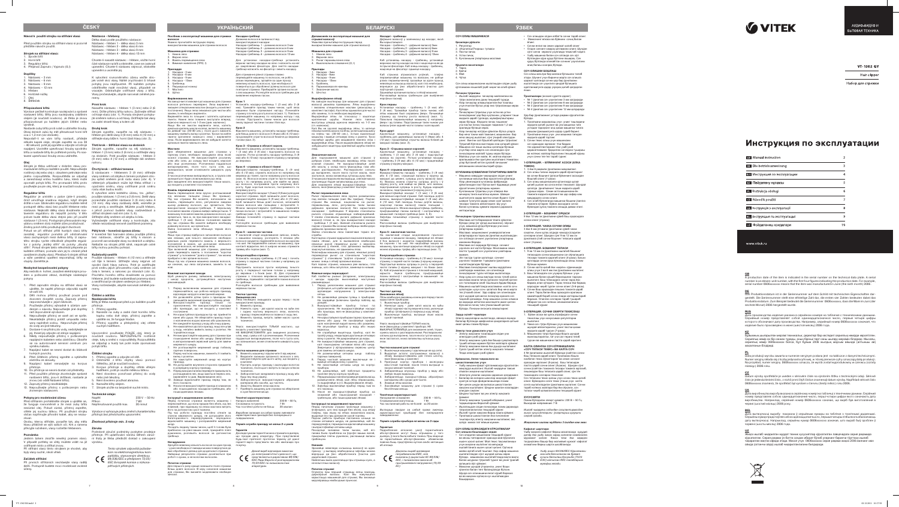## ČESKÝ

### Návod k použití strojku na stříhání vlasů

## УКРАЇНСЬКИЙ

### Посібник з експлуатації машинки для стрижки волосся

## БЕЛАРУСКІ

### Дапаможнік па эксплуатацыі машынкі для стрыжкі валасоў

## ЎЗБЕК

### СОЧ ОЛИШ МАШИНКАСИ

---

# VITEK

АУДИО-ВИДЕО И БЫТОВАЯ ТЕХНИКА

**VT-1362 GY**

Hair clipper

Набор для стрижки

# Инструкция по эксплуатации

| | | |
|---|---|---|
| GB | Manual instruction | 2 |
| DE | Die Bedienungsanleitung | 3 |
| RUS | Инструкция по эксплуатации | 4 |
| KZ | Пайдалану нұсқасы | 5 |
| PL | Instrukcja obsługi | 6 |
| CZ | Návod k použití | 7 |
| UA | Інструкція з експлуатації | 8 |
| BEL | Інструкцыя па эксплуатацыі | 9 |
| UZ | Фойдаланиш қоидалари | 10 |

www.vitek.ru

**GB**
A production date of the item is indicated in the serial number on the technical data plate. A serial number is an eleven-digit number, with the first four figures indicating the production date. For example, the serial number 0606xxxxxxx means that the item was manufactured in June (the sixth month) 2006.